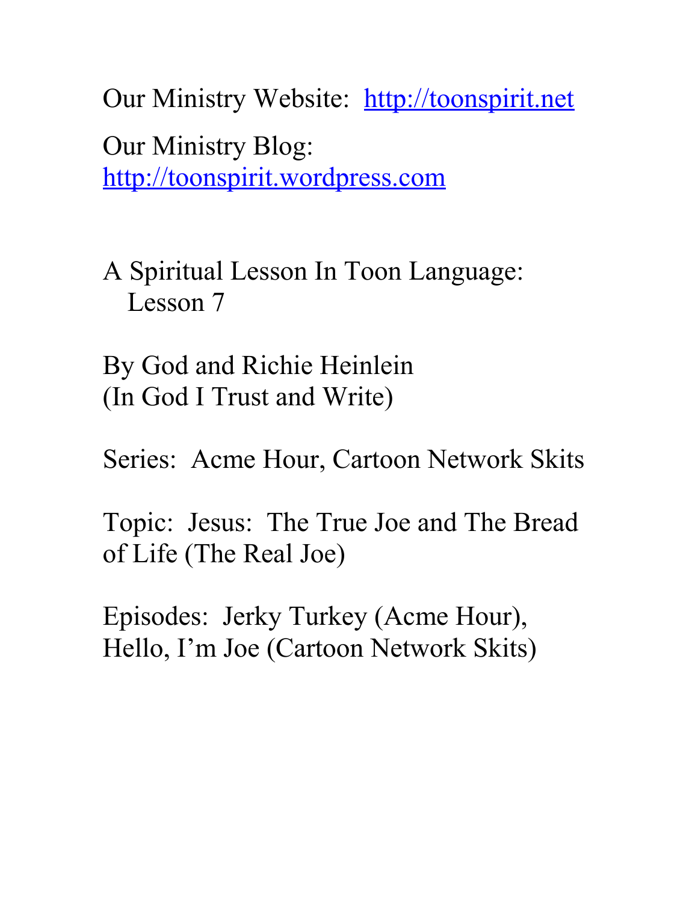Our Ministry Website: [http://toonspirit.net](http://toonspirit.net)

Our Ministry Blog:
[http://toonspirit.wordpress.com](http://toonspirit.wordpress.com)

A Spiritual Lesson In Toon Language:
Lesson 7

By God and Richie Heinlein
(In God I Trust and Write)

Series: Acme Hour, Cartoon Network Skits

Topic: Jesus: The True Joe and The Bread of Life (The Real Joe)

Episodes: Jerky Turkey (Acme Hour), Hello, I'm Joe (Cartoon Network Skits)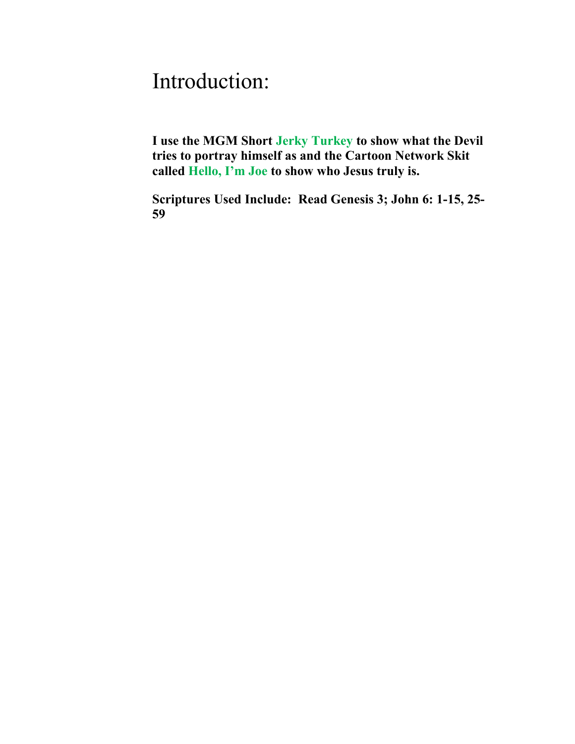# Introduction:

**I use the MGM Short Jerky Turkey to show what the Devil tries to portray himself as and the Cartoon Network Skit called Hello, I'm Joe to show who Jesus truly is.**

**Scriptures Used Include: Read Genesis 3; John 6: 1-15, 25-59**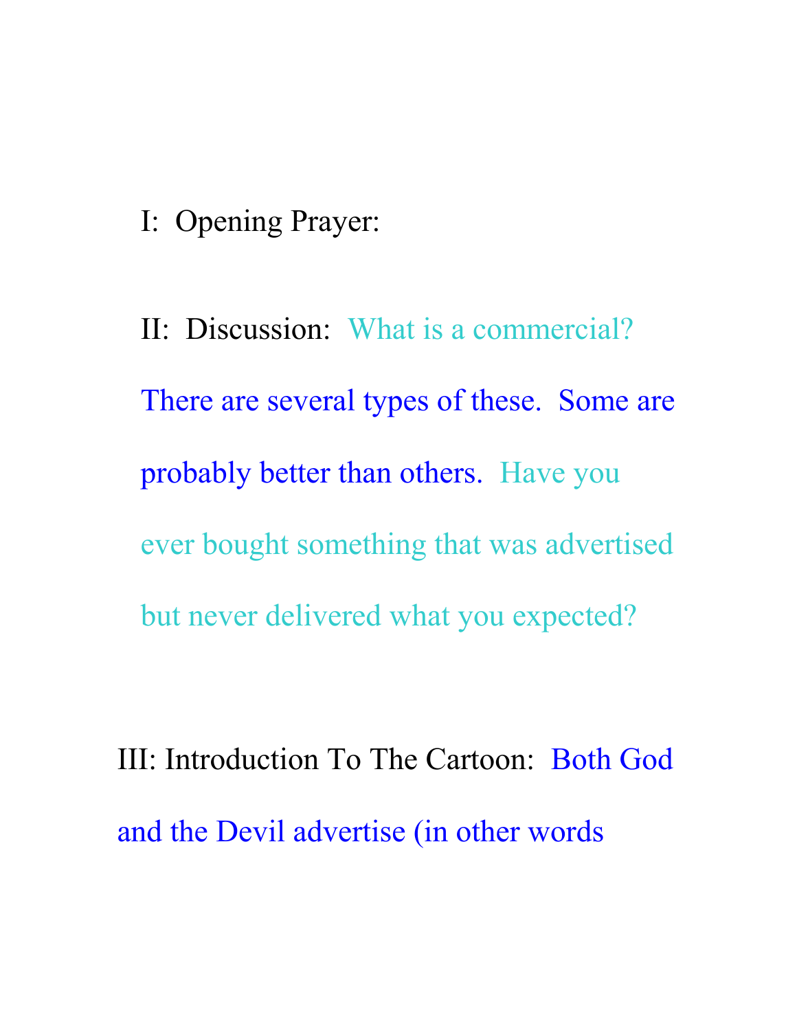I:  Opening Prayer:

II:  Discussion:  What is a commercial?  There are several types of these.  Some are probably better than others.  Have you ever bought something that was advertised but never delivered what you expected?

III: Introduction To The Cartoon:  Both God and the Devil advertise (in other words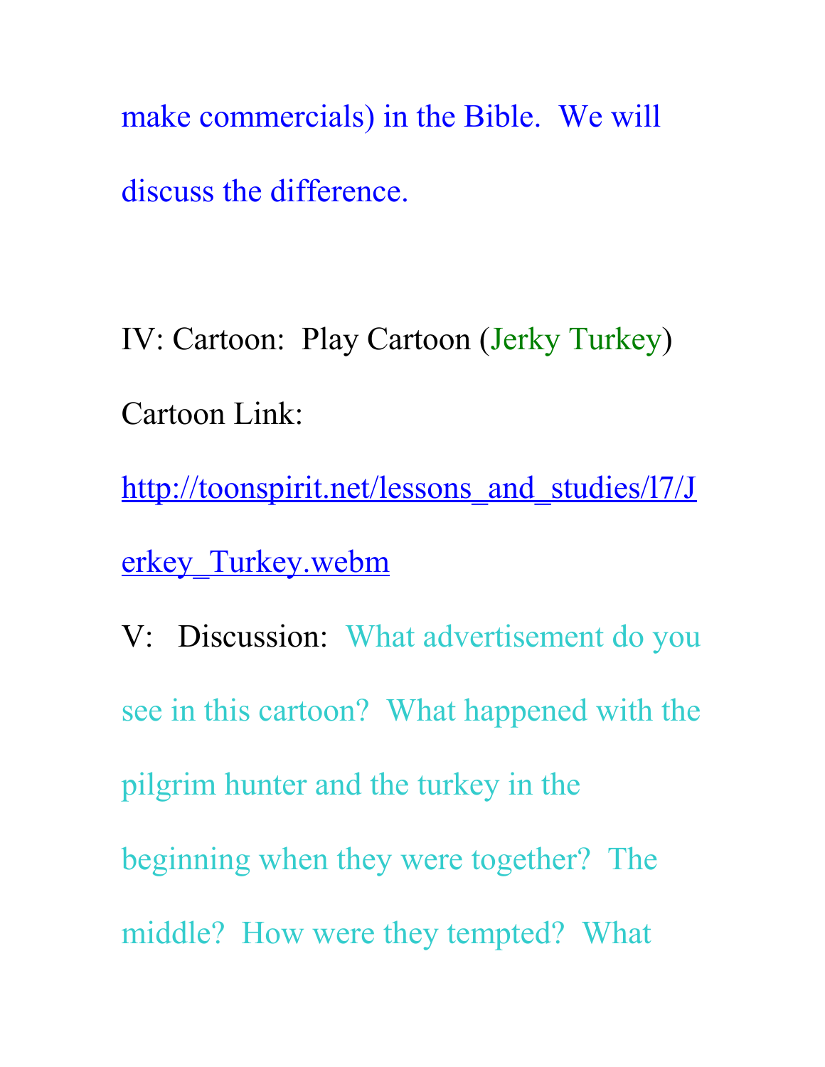make commercials) in the Bible. We will discuss the difference.

IV: Cartoon: Play Cartoon (Jerky Turkey)

Cartoon Link:

http://toonspirit.net/lessons_and_studies/l7/Jerkey_Turkey.webm

V: Discussion: What advertisement do you see in this cartoon? What happened with the pilgrim hunter and the turkey in the beginning when they were together? The middle? How were they tempted? What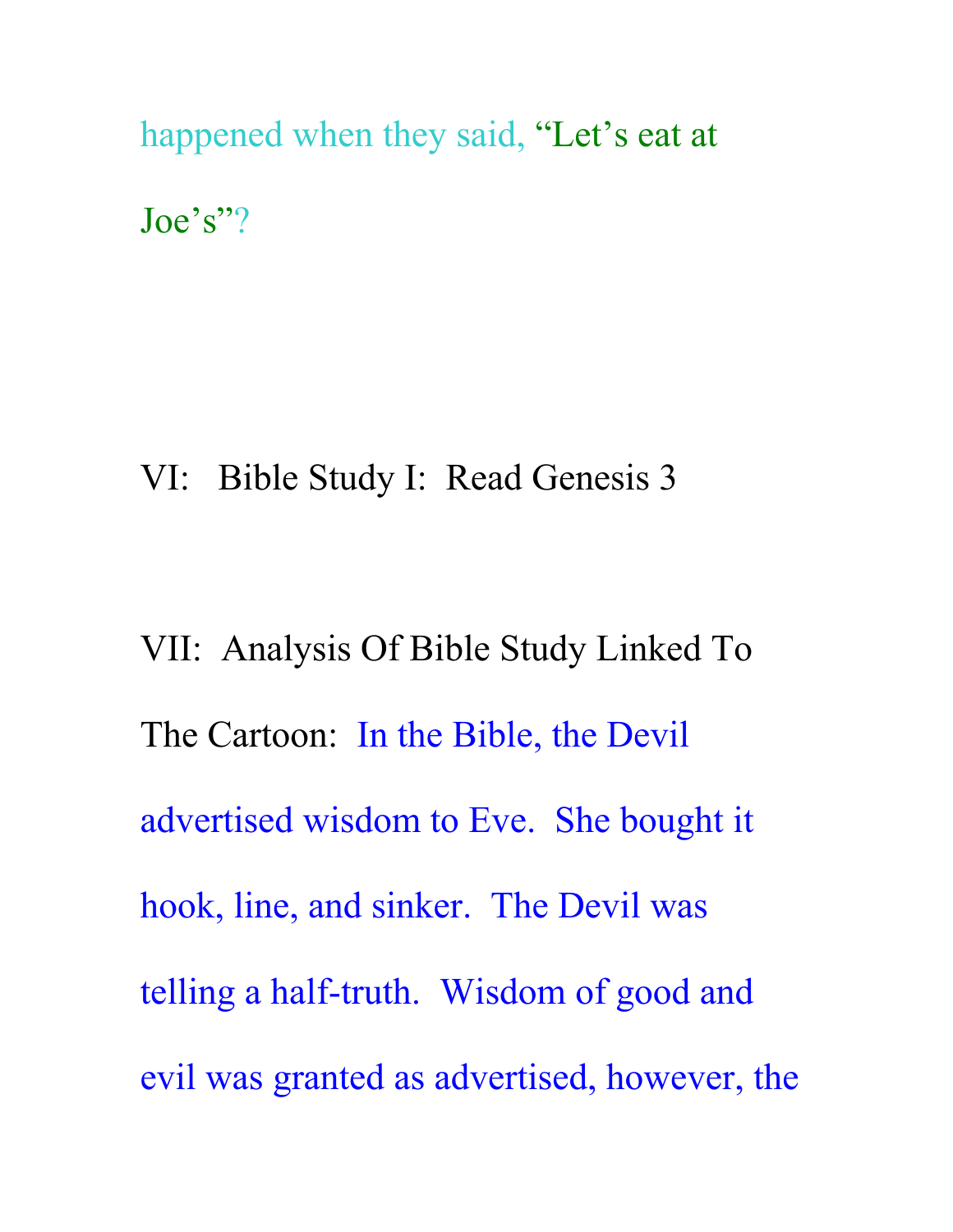happened when they said, “Let’s eat at Joe’s”?

VI: Bible Study I: Read Genesis 3

VII: Analysis Of Bible Study Linked To The Cartoon: In the Bible, the Devil advertised wisdom to Eve. She bought it hook, line, and sinker. The Devil was telling a half-truth. Wisdom of good and evil was granted as advertised, however, the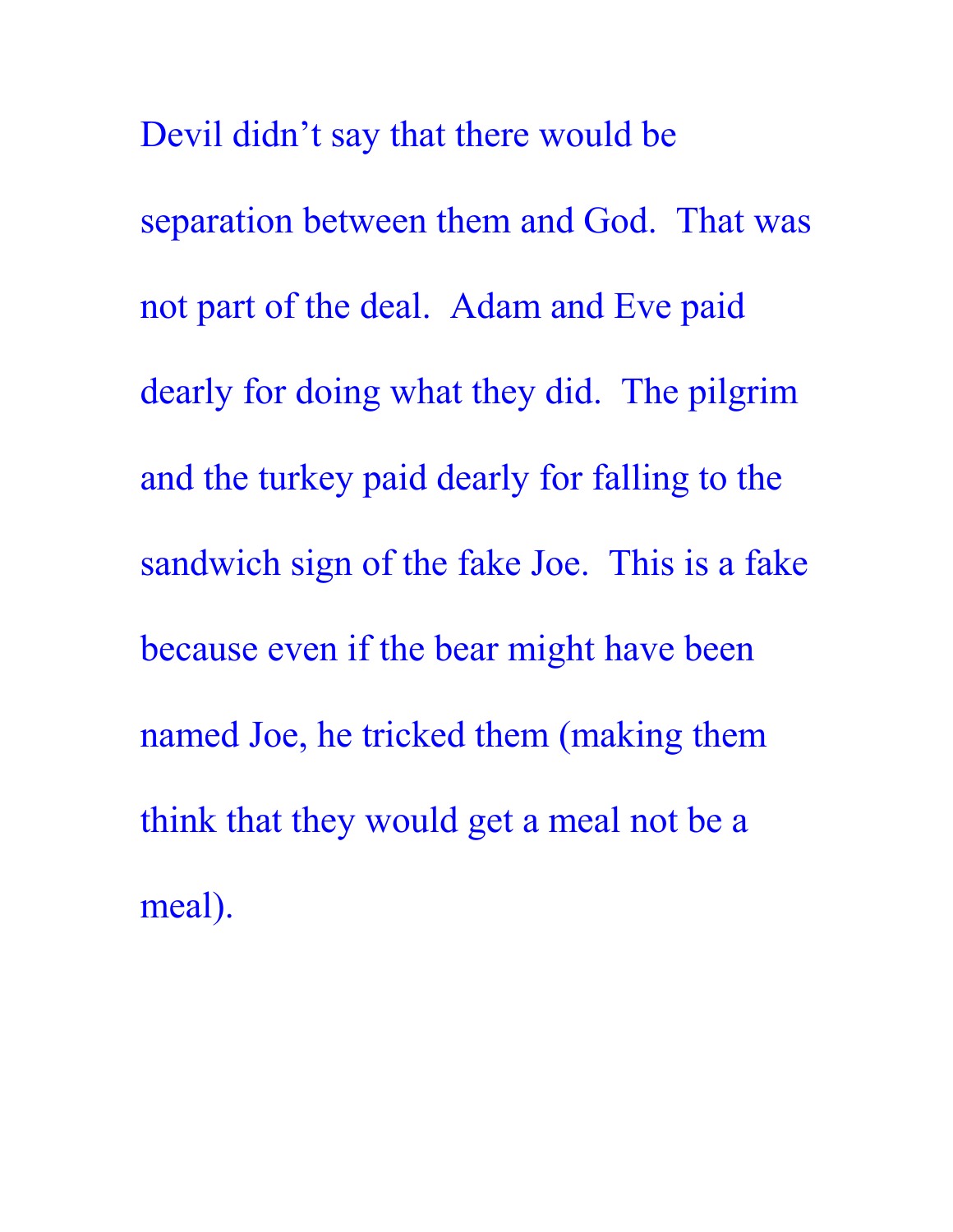Devil didn't say that there would be separation between them and God. That was not part of the deal. Adam and Eve paid dearly for doing what they did. The pilgrim and the turkey paid dearly for falling to the sandwich sign of the fake Joe. This is a fake because even if the bear might have been named Joe, he tricked them (making them think that they would get a meal not be a meal).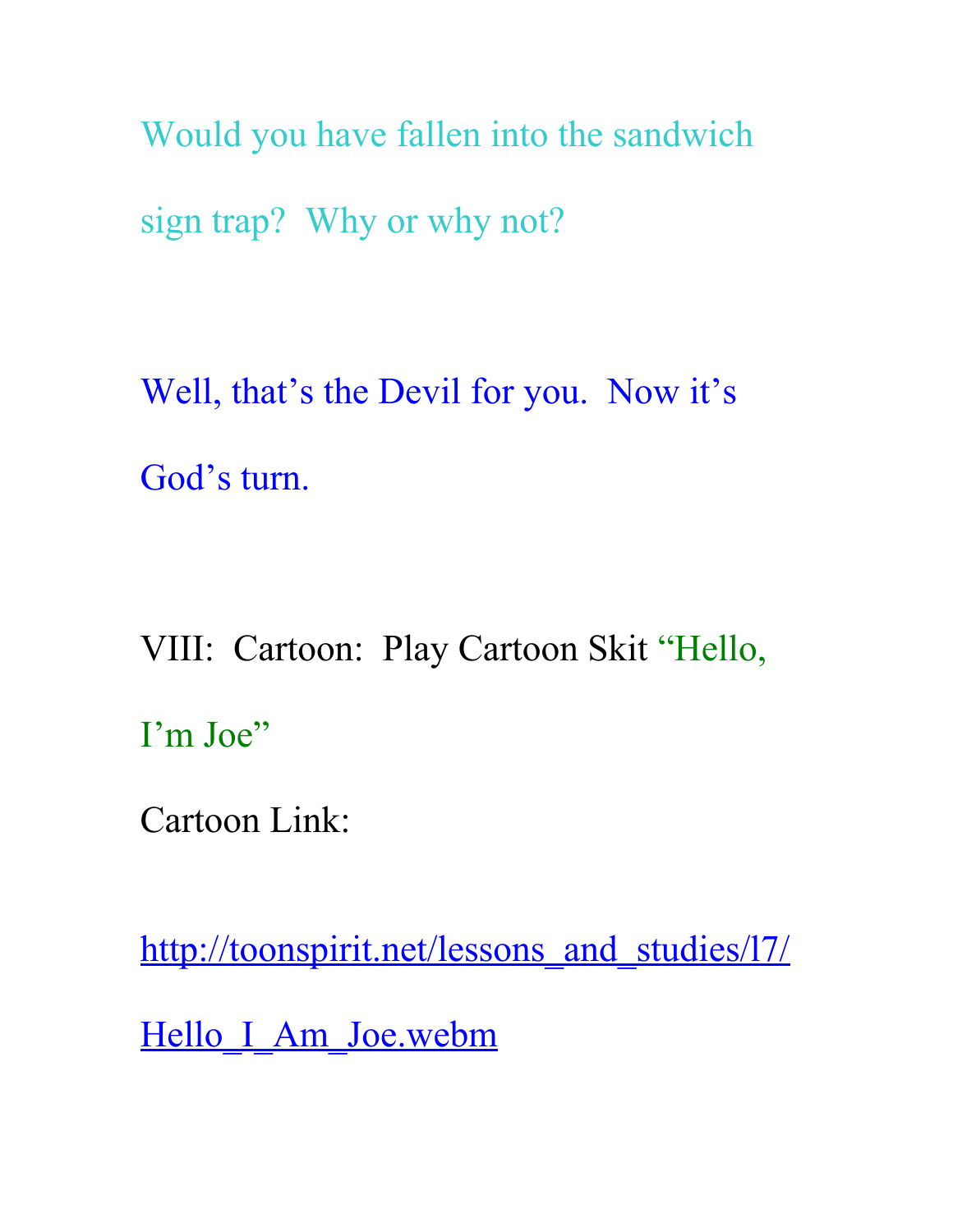Would you have fallen into the sandwich sign trap? Why or why not?

Well, that's the Devil for you. Now it's God's turn.

VIII: Cartoon: Play Cartoon Skit "Hello, I'm Joe"

Cartoon Link:

http://toonspirit.net/lessons_and_studies/l7/Hello_I_Am_Joe.webm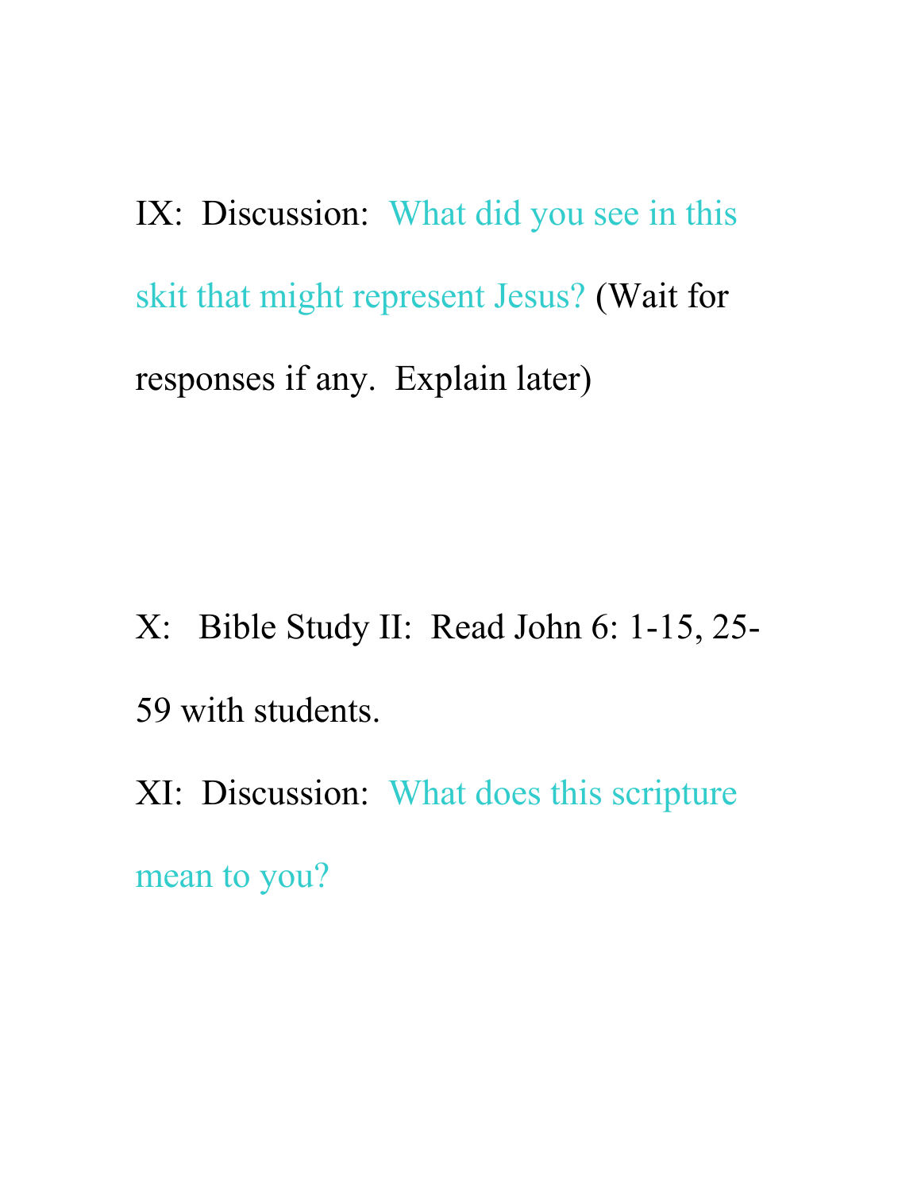IX:  Discussion:  What did you see in this skit that might represent Jesus? (Wait for responses if any.  Explain later)

X:   Bible Study II:  Read John 6: 1-15, 25-59 with students.

XI:  Discussion:  What does this scripture mean to you?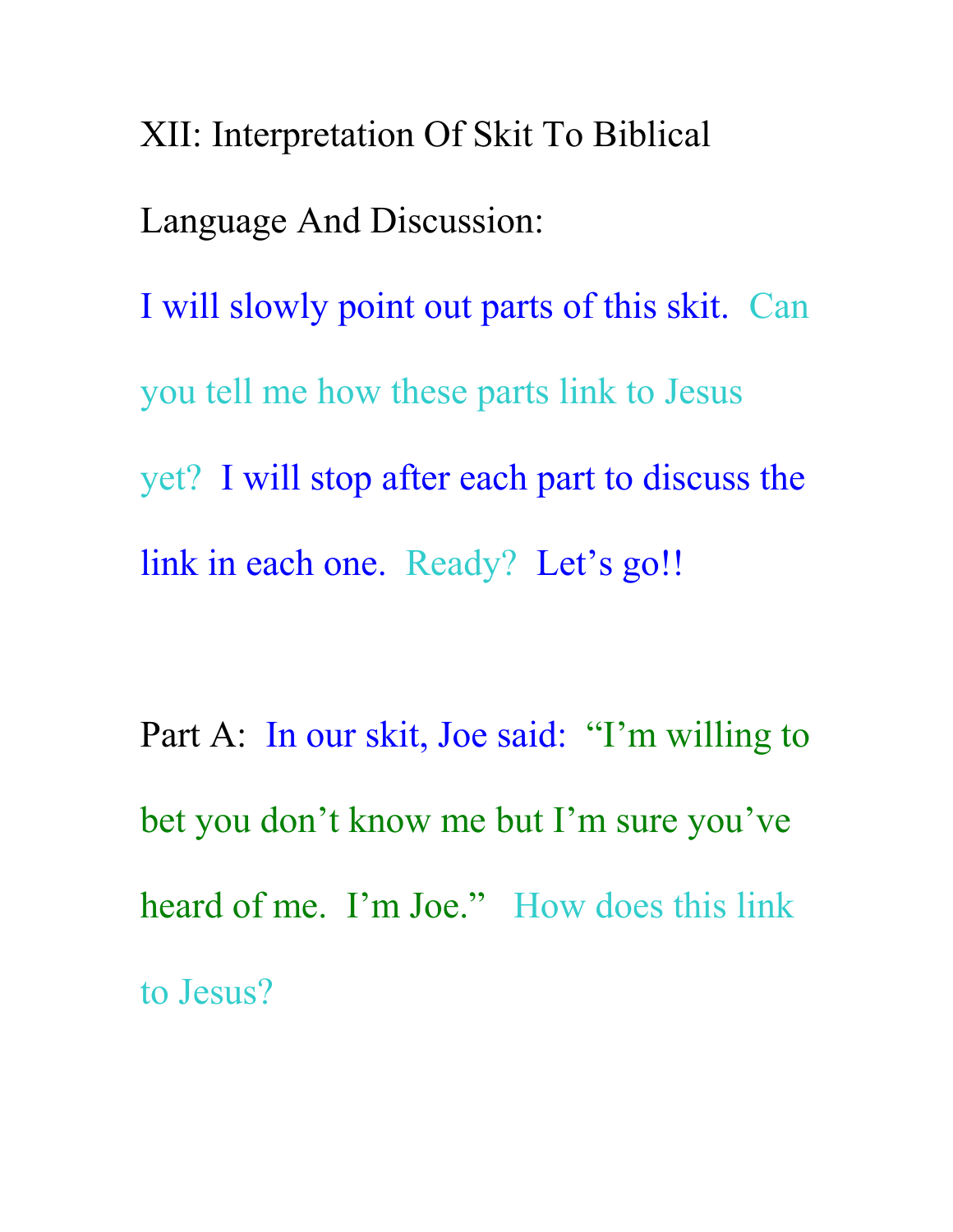XII: Interpretation Of Skit To Biblical Language And Discussion:

I will slowly point out parts of this skit. Can you tell me how these parts link to Jesus yet? I will stop after each part to discuss the link in each one. Ready? Let's go!!

Part A: In our skit, Joe said: "I'm willing to bet you don't know me but I'm sure you've heard of me. I'm Joe." How does this link to Jesus?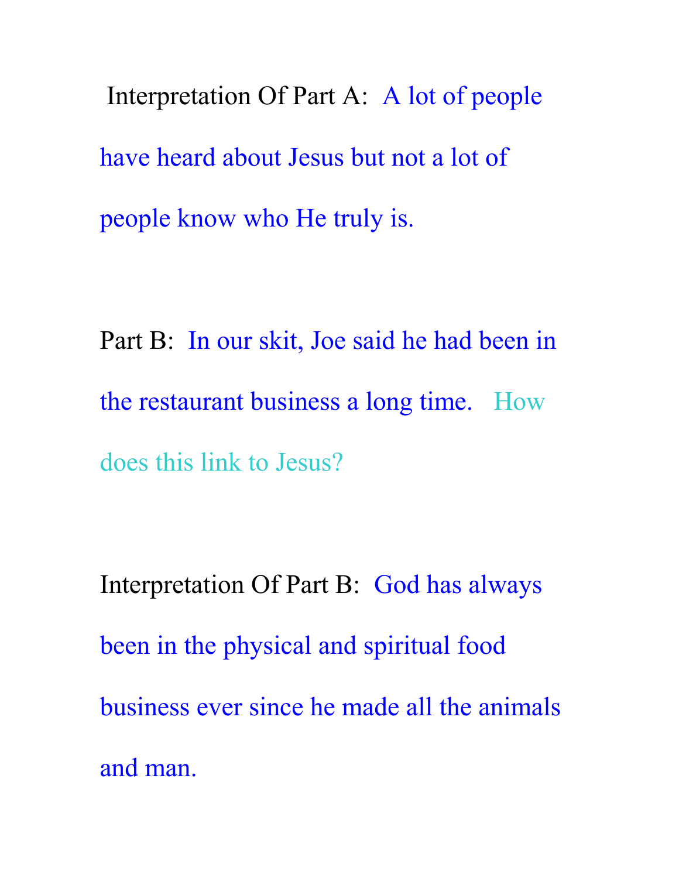Interpretation Of Part A: A lot of people have heard about Jesus but not a lot of people know who He truly is.

Part B: In our skit, Joe said he had been in the restaurant business a long time. How does this link to Jesus?

Interpretation Of Part B: God has always been in the physical and spiritual food business ever since he made all the animals and man.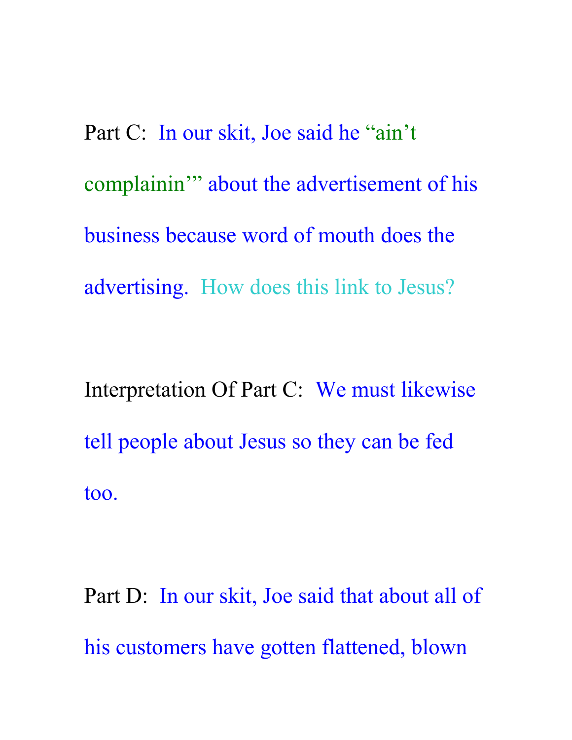Part C: In our skit, Joe said he "ain't complainin'" about the advertisement of his business because word of mouth does the advertising. How does this link to Jesus?

Interpretation Of Part C: We must likewise tell people about Jesus so they can be fed too.

Part D: In our skit, Joe said that about all of his customers have gotten flattened, blown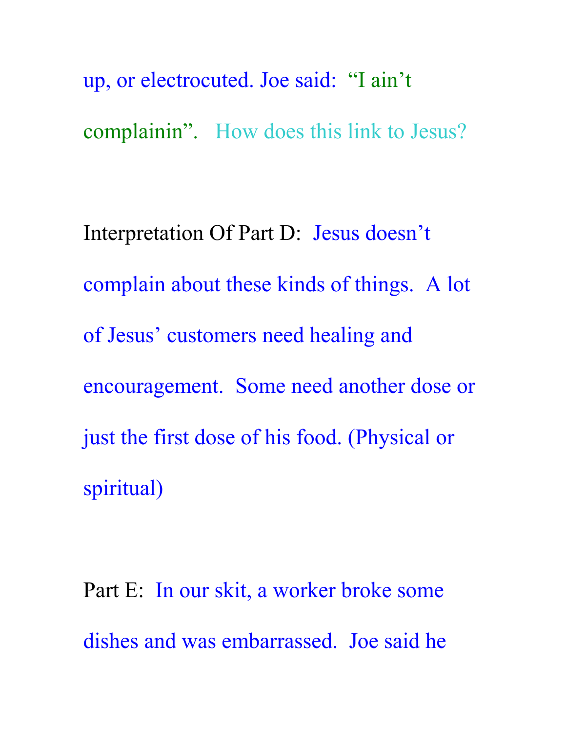up, or electrocuted. Joe said: "I ain't complainin". How does this link to Jesus?

Interpretation Of Part D: Jesus doesn't complain about these kinds of things. A lot of Jesus' customers need healing and encouragement. Some need another dose or just the first dose of his food. (Physical or spiritual)

Part E: In our skit, a worker broke some dishes and was embarrassed. Joe said he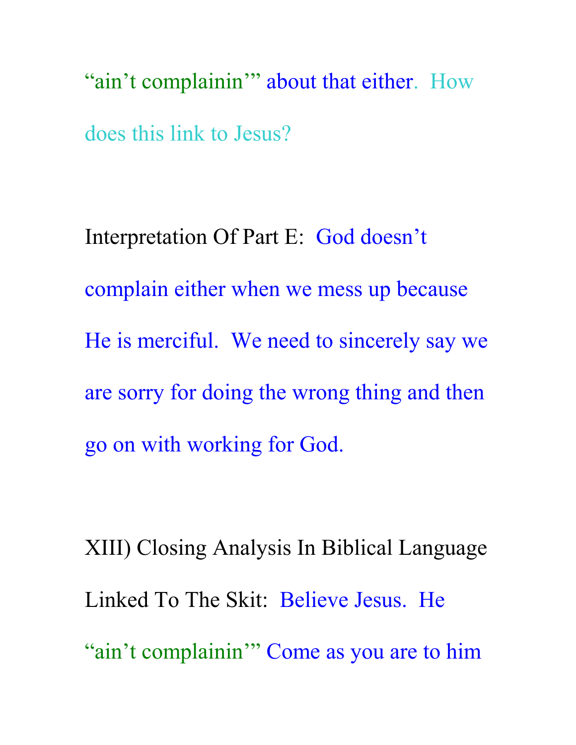"ain't complainin'" about that either. How does this link to Jesus?

Interpretation Of Part E: God doesn't complain either when we mess up because He is merciful. We need to sincerely say we are sorry for doing the wrong thing and then go on with working for God.

XIII) Closing Analysis In Biblical Language Linked To The Skit: Believe Jesus. He "ain't complainin'" Come as you are to him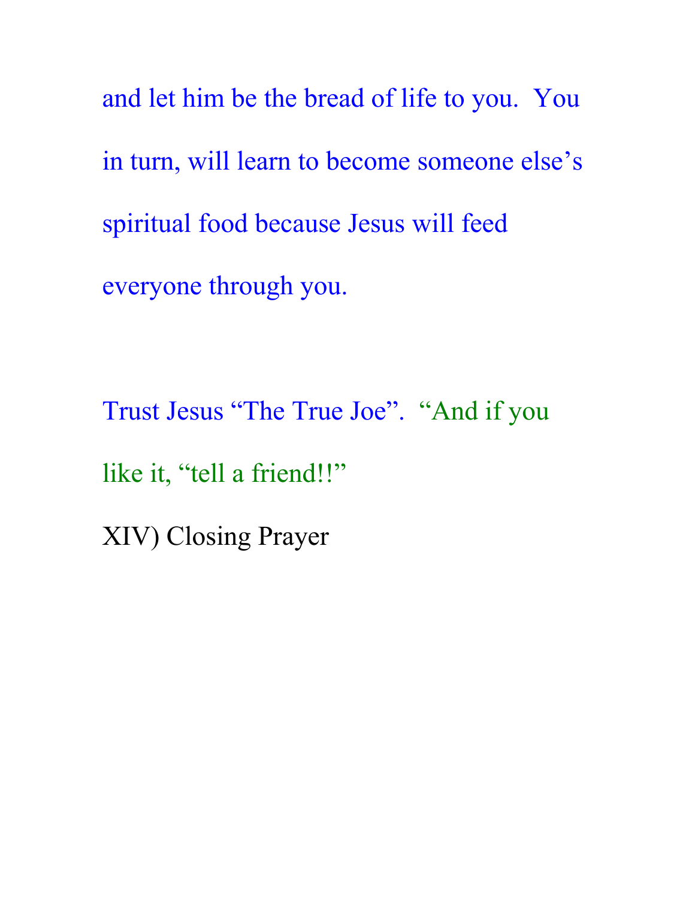and let him be the bread of life to you. You in turn, will learn to become someone else's spiritual food because Jesus will feed everyone through you.

Trust Jesus "The True Joe". "And if you like it, "tell a friend!!"

XIV) Closing Prayer